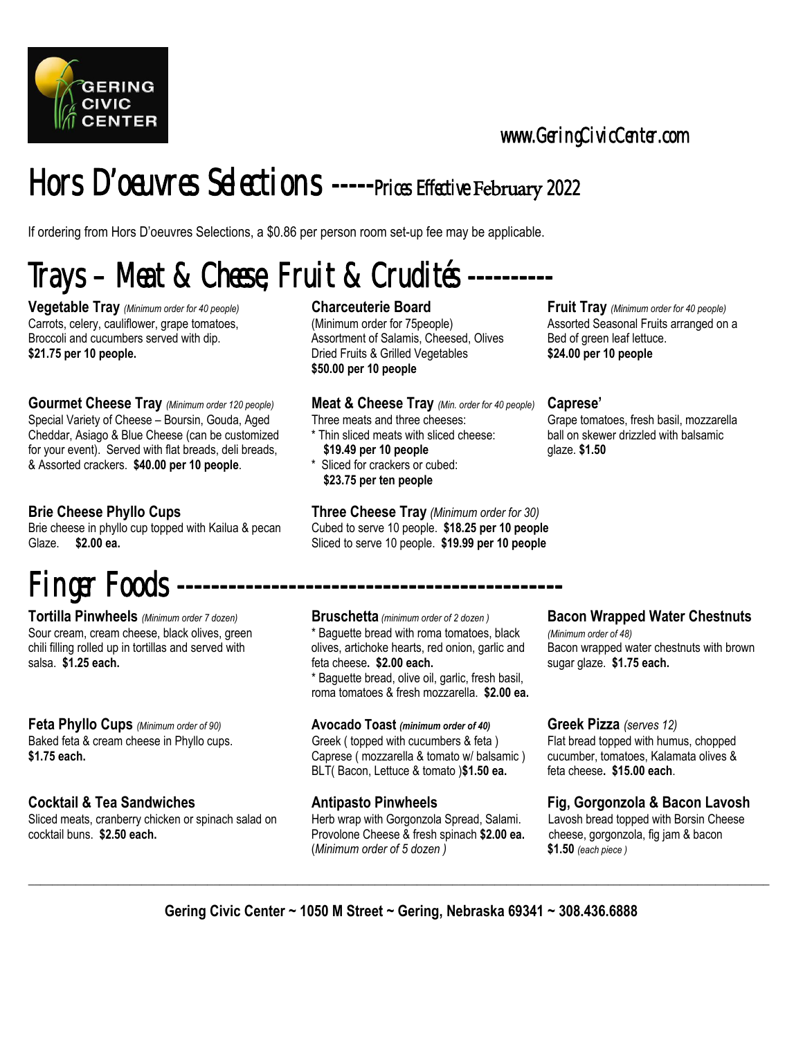www.GeringCivicCenter.com

# Hors D'oeuvres Selections -----Prices Effective February 2022

If ordering from Hors D'oeuvres Selections, a $0.86 per person room set-up fee may be applicable.

## Trays – Meat & Cheese, Fruit & Crudités ----------

**Vegetable Tray** *(Minimum order for 40 people)*
Carrots, celery, cauliflower, grape tomatoes, Broccoli and cucumbers served with dip.
**$21.75 per 10 people.**

**Gourmet Cheese Tray** *(Minimum order 120 people)*
Special Variety of Cheese – Boursin, Gouda, Aged Cheddar, Asiago & Blue Cheese (can be customized for your event). Served with flat breads, deli breads, & Assorted crackers. **$40.00 per 10 people**.

**Brie Cheese Phyllo Cups**
Brie cheese in phyllo cup topped with Kailua & pecan Glaze. **$2.00 ea.**

**Charceuterie Board**
(Minimum order for 75people)
Assortment of Salamis, Cheesed, Olives Dried Fruits & Grilled Vegetables
**$50.00 per 10 people**

**Meat & Cheese Tray** *(Min. order for 40 people)*
Three meats and three cheeses:
- Thin sliced meats with sliced cheese: **$19.49 per 10 people**
- Sliced for crackers or cubed: **$23.75 per ten people**

**Three Cheese Tray** *(Minimum order for 30)*
Cubed to serve 10 people. **$18.25 per 10 people**
Sliced to serve 10 people. **$19.99 per 10 people**

**Fruit Tray** *(Minimum order for 40 people)*
Assorted Seasonal Fruits arranged on a Bed of green leaf lettuce.
**$24.00 per 10 people**

**Caprese'**
Grape tomatoes, fresh basil, mozzarella ball on skewer drizzled with balsamic glaze. **$1.50**

## Finger Foods ---------------------------------------------

**Tortilla Pinwheels** *(Minimum order 7 dozen)*
Sour cream, cream cheese, black olives, green chili filling rolled up in tortillas and served with salsa. **$1.25 each.**

**Feta Phyllo Cups** *(Minimum order of 90)*
Baked feta & cream cheese in Phyllo cups.
**$1.75 each.**

**Cocktail & Tea Sandwiches**
Sliced meats, cranberry chicken or spinach salad on cocktail buns. **$2.50 each.**

**Bruschetta** *(minimum order of 2 dozen )*
- Baguette bread with roma tomatoes, black olives, artichoke hearts, red onion, garlic and feta cheese**. $2.00 each.**
- Baguette bread, olive oil, garlic, fresh basil, roma tomatoes & fresh mozzarella. **$2.00 ea.**

**Avocado Toast** ***(minimum order of 40)***
Greek ( topped with cucumbers & feta )
Caprese ( mozzarella & tomato w/ balsamic )
BLT( Bacon, Lettuce & tomato )**$1.50 ea.**

**Antipasto Pinwheels**
Herb wrap with Gorgonzola Spread, Salami. Provolone Cheese & fresh spinach **$2.00 ea.**
(*Minimum order of 5 dozen )*

**Bacon Wrapped Water Chestnuts**
*(Minimum order of 48)*
Bacon wrapped water chestnuts with brown sugar glaze. **$1.75 each.**

**Greek Pizza** *(serves 12)*
Flat bread topped with humus, chopped cucumber, tomatoes, Kalamata olives & feta cheese**. $15.00 each**.

**Fig, Gorgonzola & Bacon Lavosh**
Lavosh bread topped with Borsin Cheese cheese, gorgonzola, fig jam & bacon
**$1.50** *(each piece )*

---

**Gering Civic Center ~ 1050 M Street ~ Gering, Nebraska 69341 ~ 308.436.6888**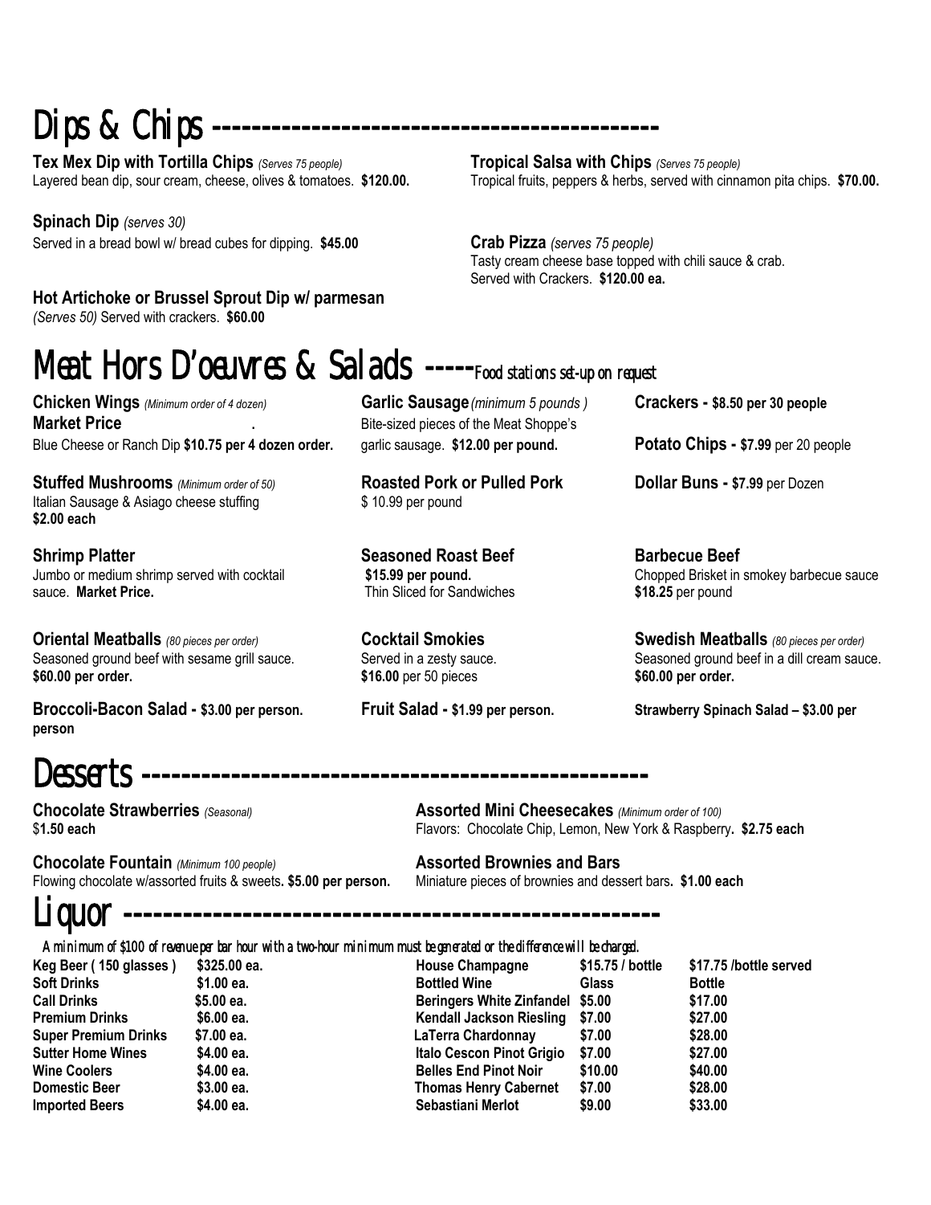# Dips & Chips

**Tex Mex Dip with Tortilla Chips** *(Serves 75 people)*
Layered bean dip, sour cream, cheese, olives & tomatoes. **$120.00.**

**Tropical Salsa with Chips** *(Serves 75 people)*
Tropical fruits, peppers & herbs, served with cinnamon pita chips. **$70.00.**

**Spinach Dip** *(serves 30)*
Served in a bread bowl w/ bread cubes for dipping. **$45.00**

**Crab Pizza** *(serves 75 people)*
Tasty cream cheese base topped with chili sauce & crab.
Served with Crackers. **$120.00 ea.**

**Hot Artichoke or Brussel Sprout Dip w/ parmesan**
*(Serves 50)* Served with crackers. **$60.00**

# Meat Hors D'oeuvres & Salads

*Food stations set-up on request*

**Chicken Wings** *(Minimum order of 4 dozen)*
**Market Price**
Blue Cheese or Ranch Dip **$10.75 per 4 dozen order.**

**Garlic Sausage** *(minimum 5 pounds )*
Bite-sized pieces of the Meat Shoppe's garlic sausage. **$12.00 per pound.**

**Crackers - $8.50 per 30 people**

**Potato Chips - $7.99** per 20 people

**Stuffed Mushrooms** *(Minimum order of 50)*
Italian Sausage & Asiago cheese stuffing
**$2.00 each**

**Roasted Pork or Pulled Pork**
$ 10.99 per pound

**Dollar Buns - $7.99** per Dozen

**Shrimp Platter**
Jumbo or medium shrimp served with cocktail sauce. **Market Price.**

**Seasoned Roast Beef**
**$15.99 per pound.**
Thin Sliced for Sandwiches

**Barbecue Beef**
Chopped Brisket in smokey barbecue sauce
**$18.25** per pound

**Oriental Meatballs** *(80 pieces per order)*
Seasoned ground beef with sesame grill sauce.
**$60.00 per order.**

**Cocktail Smokies**
Served in a zesty sauce.
**$16.00** per 50 pieces

**Swedish Meatballs** *(80 pieces per order)*
Seasoned ground beef in a dill cream sauce.
**$60.00 per order.**

**Broccoli-Bacon Salad - $3.00 per person.**

**Fruit Salad - $1.99 per person.**

**Strawberry Spinach Salad – $3.00 per person**

# Desserts

**Chocolate Strawberries** *(Seasonal)*
**$1.50 each**

**Assorted Mini Cheesecakes** *(Minimum order of 100)*
Flavors: Chocolate Chip, Lemon, New York & Raspberry**. $2.75 each**

**Chocolate Fountain** *(Minimum 100 people)*
Flowing chocolate w/assorted fruits & sweets**. $5.00 per person.**

**Assorted Brownies and Bars**
Miniature pieces of brownies and dessert bars**. $1.00 each**

# Liquor

A minimum of $100 of revenue per bar hour with a two-hour minimum must be generated or the difference will be charged.

| | |
|---|---|
| **Keg Beer ( 150 glasses )** | **$325.00 ea.** |
| **Soft Drinks** | **$1.00 ea.** |
| **Call Drinks** | **$5.00 ea.** |
| **Premium Drinks** | **$6.00 ea.** |
| **Super Premium Drinks** | **$7.00 ea.** |
| **Sutter Home Wines** | **$4.00 ea.** |
| **Wine Coolers** | **$4.00 ea.** |
| **Domestic Beer** | **$3.00 ea.** |
| **Imported Beers** | **$4.00 ea.** |

| | | |
|---|---|---|
| **House Champagne** | **$15.75 / bottle** | **$17.75 /bottle served** |
| **Bottled Wine** | **Glass** | **Bottle** |
| **Beringers White Zinfandel** | **$5.00** | **$17.00** |
| **Kendall Jackson Riesling** | **$7.00** | **$27.00** |
| **LaTerra Chardonnay** | **$7.00** | **$28.00** |
| **Italo Cescon Pinot Grigio** | **$7.00** | **$27.00** |
| **Belles End Pinot Noir** | **$10.00** | **$40.00** |
| **Thomas Henry Cabernet** | **$7.00** | **$28.00** |
| **Sebastiani Merlot** | **$9.00** | **$33.00** |